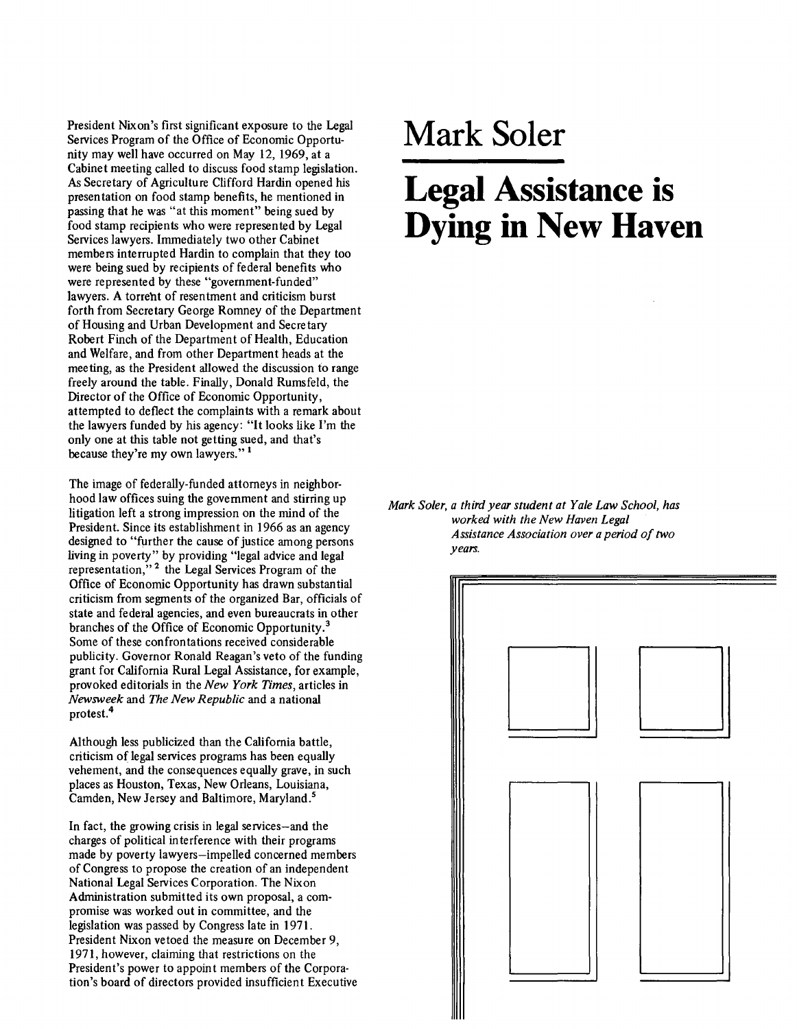# Mark Soler

## Legal Assistance is Dying in New Haven

*Mark Soler, a third year student at Yale Law School, has worked with the New Haven Legal Assistance Association over a period of two years.*

President Nixon's first significant exposure to the Legal Services Program of the Office of Economic Opportunity may well have occurred on May 12, 1969, at a Cabinet meeting called to discuss food stamp legislation. As Secretary of Agriculture Clifford Hardin opened his presentation on food stamp benefits, he mentioned in passing that he was "at this moment" being sued by food stamp recipients who were represented by Legal Services lawyers. Immediately two other Cabinet members interrupted Hardin to complain that they too were being sued by recipients of federal benefits who were represented by these "government-funded" lawyers. A torrent of resentment and criticism burst forth from Secretary George Romney of the Department of Housing and Urban Development and Secretary Robert Finch of the Department of Health, Education and Welfare, and from other Department heads at the meeting, as the President allowed the discussion to range freely around the table. Finally, Donald Rumsfeld, the Director of the Office of Economic Opportunity, attempted to deflect the complaints with a remark about the lawyers funded by his agency: "It looks like I'm the only one at this table not getting sued, and that's because they're my own lawyers." [1]

The image of federally-funded attorneys in neighborhood law offices suing the government and stirring up litigation left a strong impression on the mind of the President. Since its establishment in 1966 as an agency designed to "further the cause of justice among persons living in poverty" by providing "legal advice and legal representation," [2] the Legal Services Program of the Office of Economic Opportunity has drawn substantial criticism from segments of the organized Bar, officials of state and federal agencies, and even bureaucrats in other branches of the Office of Economic Opportunity.[3] Some of these confrontations received considerable publicity. Governor Ronald Reagan's veto of the funding grant for California Rural Legal Assistance, for example, provoked editorials in the *New York Times*, articles in *Newsweek* and *The New Republic* and a national protest.[4]

Although less publicized than the California battle, criticism of legal services programs has been equally vehement, and the consequences equally grave, in such places as Houston, Texas, New Orleans, Louisiana, Camden, New Jersey and Baltimore, Maryland.[5]

In fact, the growing crisis in legal services—and the charges of political interference with their programs made by poverty lawyers—impelled concerned members of Congress to propose the creation of an independent National Legal Services Corporation. The Nixon Administration submitted its own proposal, a compromise was worked out in committee, and the legislation was passed by Congress late in 1971. President Nixon vetoed the measure on December 9, 1971, however, claiming that restrictions on the President's power to appoint members of the Corporation's board of directors provided insufficient Executive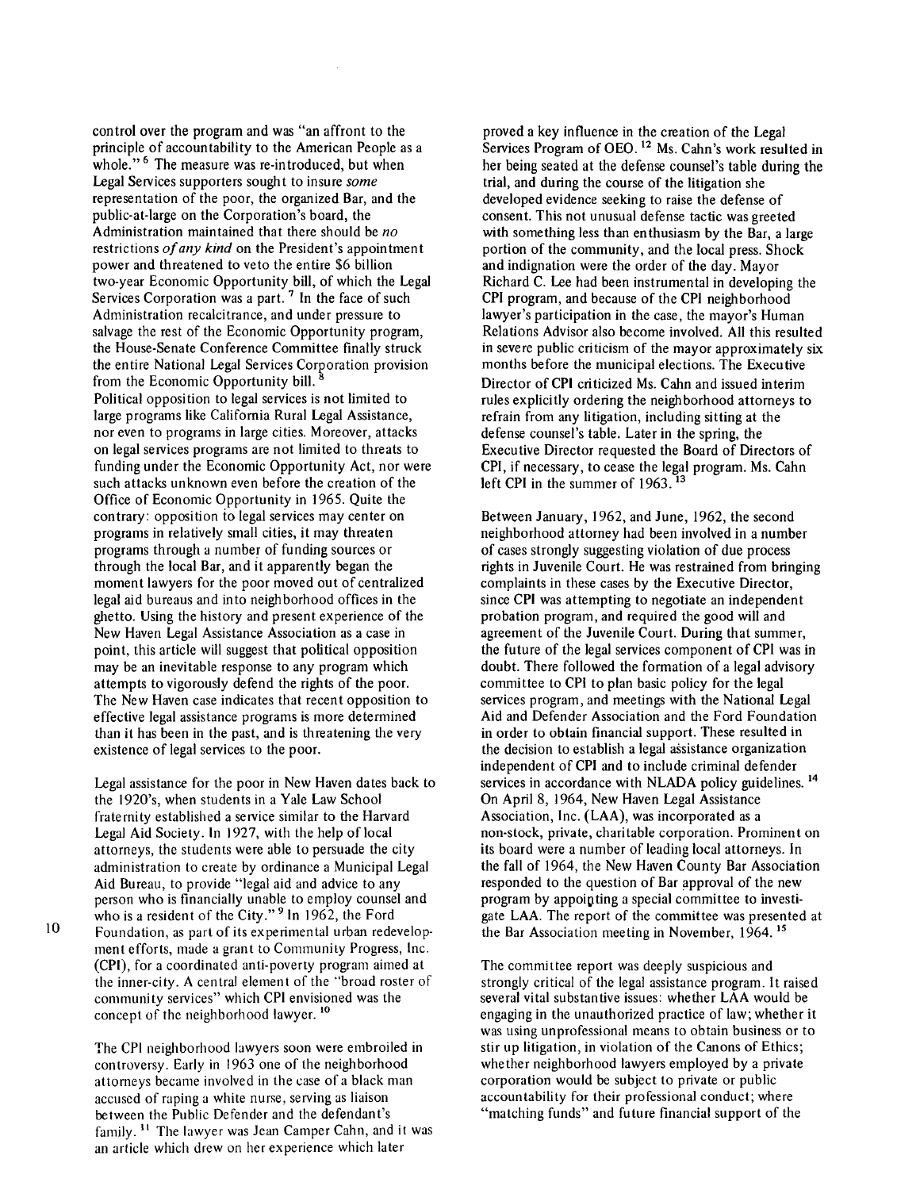control over the program and was "an affront to the principle of accountability to the American People as a whole."[6] The measure was re-introduced, but when Legal Services supporters sought to insure *some* representation of the poor, the organized Bar, and the public-at-large on the Corporation's board, the Administration maintained that there should be *no* restrictions *of any kind* on the President's appointment power and threatened to veto the entire $6 billion two-year Economic Opportunity bill, of which the Legal Services Corporation was a part.[7] In the face of such Administration recalcitrance, and under pressure to salvage the rest of the Economic Opportunity program, the House-Senate Conference Committee finally struck the entire National Legal Services Corporation provision from the Economic Opportunity bill.[8]

Political opposition to legal services is not limited to large programs like California Rural Legal Assistance, nor even to programs in large cities. Moreover, attacks on legal services programs are not limited to threats to funding under the Economic Opportunity Act, nor were such attacks unknown even before the creation of the Office of Economic Opportunity in 1965. Quite the contrary: opposition to legal services may center on programs in relatively small cities, it may threaten programs through a number of funding sources or through the local Bar, and it apparently began the moment lawyers for the poor moved out of centralized legal aid bureaus and into neighborhood offices in the ghetto. Using the history and present experience of the New Haven Legal Assistance Association as a case in point, this article will suggest that political opposition may be an inevitable response to any program which attempts to vigorously defend the rights of the poor. The New Haven case indicates that recent opposition to effective legal assistance programs is more determined than it has been in the past, and is threatening the very existence of legal services to the poor.

Legal assistance for the poor in New Haven dates back to the 1920's, when students in a Yale Law School fraternity established a service similar to the Harvard Legal Aid Society. In 1927, with the help of local attorneys, the students were able to persuade the city administration to create by ordinance a Municipal Legal Aid Bureau, to provide "legal aid and advice to any person who is financially unable to employ counsel and who is a resident of the City."[9] In 1962, the Ford Foundation, as part of its experimental urban redevelopment efforts, made a grant to Community Progress, Inc. (CPI), for a coordinated anti-poverty program aimed at the inner-city. A central element of the "broad roster of community services" which CPI envisioned was the concept of the neighborhood lawyer.[10]

The CPI neighborhood lawyers soon were embroiled in controversy. Early in 1963 one of the neighborhood attorneys became involved in the case of a black man accused of raping a white nurse, serving as liaison between the Public Defender and the defendant's family.[11] The lawyer was Jean Camper Cahn, and it was an article which drew on her experience which later proved a key influence in the creation of the Legal Services Program of OEO.[12] Ms. Cahn's work resulted in her being seated at the defense counsel's table during the trial, and during the course of the litigation she developed evidence seeking to raise the defense of consent. This not unusual defense tactic was greeted with something less than enthusiasm by the Bar, a large portion of the community, and the local press. Shock and indignation were the order of the day. Mayor Richard C. Lee had been instrumental in developing the CPI program, and because of the CPI neighborhood lawyer's participation in the case, the mayor's Human Relations Advisor also become involved. All this resulted in severe public criticism of the mayor approximately six months before the municipal elections. The Executive Director of CPI criticized Ms. Cahn and issued interim rules explicitly ordering the neighborhood attorneys to refrain from any litigation, including sitting at the defense counsel's table. Later in the spring, the Executive Director requested the Board of Directors of CPI, if necessary, to cease the legal program. Ms. Cahn left CPI in the summer of 1963.[13]

Between January, 1962, and June, 1962, the second neighborhood attorney had been involved in a number of cases strongly suggesting violation of due process rights in Juvenile Court. He was restrained from bringing complaints in these cases by the Executive Director, since CPI was attempting to negotiate an independent probation program, and required the good will and agreement of the Juvenile Court. During that summer, the future of the legal services component of CPI was in doubt. There followed the formation of a legal advisory committee to CPI to plan basic policy for the legal services program, and meetings with the National Legal Aid and Defender Association and the Ford Foundation in order to obtain financial support. These resulted in the decision to establish a legal assistance organization independent of CPI and to include criminal defender services in accordance with NLADA policy guidelines.[14] On April 8, 1964, New Haven Legal Assistance Association, Inc. (LAA), was incorporated as a non-stock, private, charitable corporation. Prominent on its board were a number of leading local attorneys. In the fall of 1964, the New Haven County Bar Association responded to the question of Bar approval of the new program by appointing a special committee to investigate LAA. The report of the committee was presented at the Bar Association meeting in November, 1964.[15]

The committee report was deeply suspicious and strongly critical of the legal assistance program. It raised several vital substantive issues: whether LAA would be engaging in the unauthorized practice of law; whether it was using unprofessional means to obtain business or to stir up litigation, in violation of the Canons of Ethics; whether neighborhood lawyers employed by a private corporation would be subject to private or public accountability for their professional conduct; where "matching funds" and future financial support of the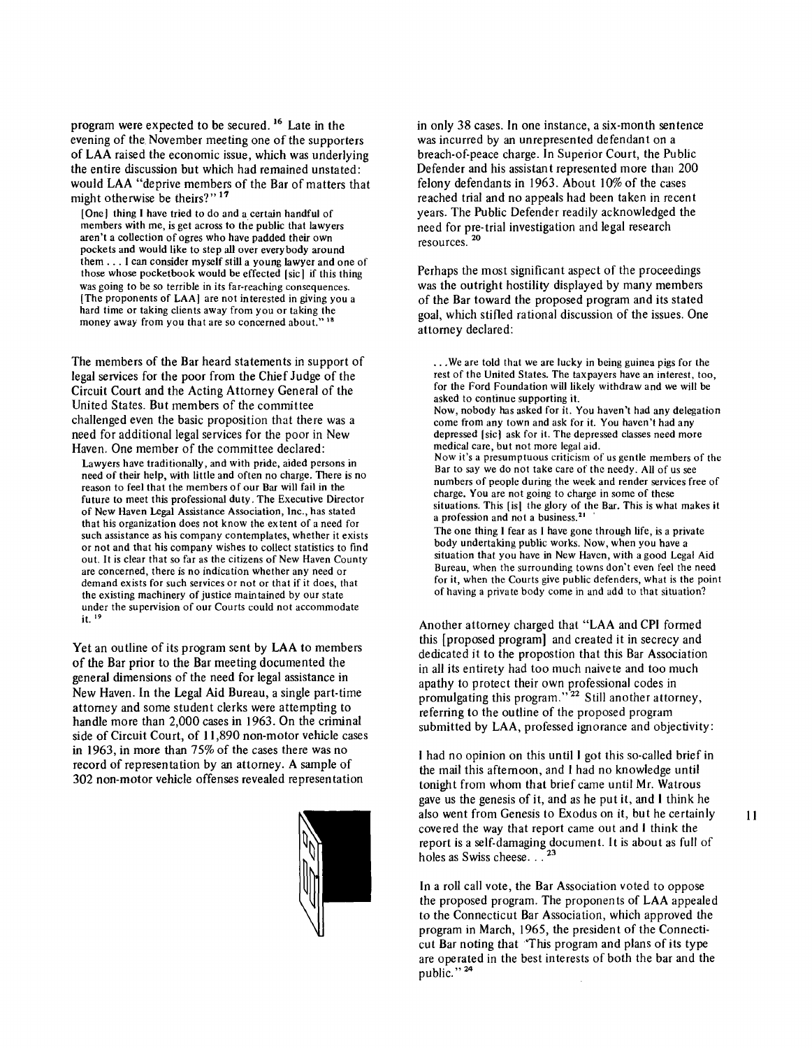program were expected to be secured.[16] Late in the evening of the November meeting one of the supporters of LAA raised the economic issue, which was underlying the entire discussion but which had remained unstated: would LAA "deprive members of the Bar of matters that might otherwise be theirs?"[17]

> [One] thing I have tried to do and a certain handful of members with me, is get across to the public that lawyers aren't a collection of ogres who have padded their own pockets and would like to step all over everybody around them . . . I can consider myself still a young lawyer and one of those whose pocketbook would be effected [sic] if this thing was going to be so terrible in its far-reaching consequences. [The proponents of LAA] are not interested in giving you a hard time or taking clients away from you or taking the money away from you that are so concerned about."[18]

The members of the Bar heard statements in support of legal services for the poor from the Chief Judge of the Circuit Court and the Acting Attorney General of the United States. But members of the committee challenged even the basic proposition that there was a need for additional legal services for the poor in New Haven. One member of the committee declared:

> Lawyers have traditionally, and with pride, aided persons in need of their help, with little and often no charge. There is no reason to feel that the members of our Bar will fail in the future to meet this professional duty. The Executive Director of New Haven Legal Assistance Association, Inc., has stated that his organization does not know the extent of a need for such assistance as his company contemplates, whether it exists or not and that his company wishes to collect statistics to find out. It is clear that so far as the citizens of New Haven County are concerned, there is no indication whether any need or demand exists for such services or not or that if it does, that the existing machinery of justice maintained by our state under the supervision of our Courts could not accommodate it.[19]

Yet an outline of its program sent by LAA to members of the Bar prior to the Bar meeting documented the general dimensions of the need for legal assistance in New Haven. In the Legal Aid Bureau, a single part-time attorney and some student clerks were attempting to handle more than 2,000 cases in 1963. On the criminal side of Circuit Court, of 11,890 non-motor vehicle cases in 1963, in more than 75% of the cases there was no record of representation by an attorney. A sample of 302 non-motor vehicle offenses revealed representation in only 38 cases. In one instance, a six-month sentence was incurred by an unrepresented defendant on a breach-of-peace charge. In Superior Court, the Public Defender and his assistant represented more than 200 felony defendants in 1963. About 10% of the cases reached trial and no appeals had been taken in recent years. The Public Defender readily acknowledged the need for pre-trial investigation and legal research resources.[20]

Perhaps the most significant aspect of the proceedings was the outright hostility displayed by many members of the Bar toward the proposed program and its stated goal, which stifled rational discussion of the issues. One attorney declared:

> . . .We are told that we are lucky in being guinea pigs for the rest of the United States. The taxpayers have an interest, too, for the Ford Foundation will likely withdraw and we will be asked to continue supporting it.
>
> Now, nobody has asked for it. You haven't had any delegation come from any town and ask for it. You haven't had any depressed [sic] ask for it. The depressed classes need more medical care, but not more legal aid.
>
> Now it's a presumptuous criticism of us gentle members of the Bar to say we do not take care of the needy. All of us see numbers of people during the week and render services free of charge. You are not going to charge in some of these situations. This [is] the glory of the Bar. This is what makes it a profession and not a business.[21]
>
> The one thing I fear as I have gone through life, is a private body undertaking public works. Now, when you have a situation that you have in New Haven, with a good Legal Aid Bureau, when the surrounding towns don't even feel the need for it, when the Courts give public defenders, what is the point of having a private body come in and add to that situation?

Another attorney charged that "LAA and CPI formed this [proposed program] and created it in secrecy and dedicated it to the propostion that this Bar Association in all its entirety had too much naivete and too much apathy to protect their own professional codes in promulgating this program."[22] Still another attorney, referring to the outline of the proposed program submitted by LAA, professed ignorance and objectivity:

I had no opinion on this until I got this so-called brief in the mail this afternoon, and I had no knowledge until tonight from whom that brief came until Mr. Watrous gave us the genesis of it, and as he put it, and I think he also went from Genesis to Exodus on it, but he certainly covered the way that report came out and I think the report is a self-damaging document. It is about as full of holes as Swiss cheese. . .[23]

In a roll call vote, the Bar Association voted to oppose the proposed program. The proponents of LAA appealed to the Connecticut Bar Association, which approved the program in March, 1965, the president of the Connecticut Bar noting that "This program and plans of its type are operated in the best interests of both the bar and the public."[24]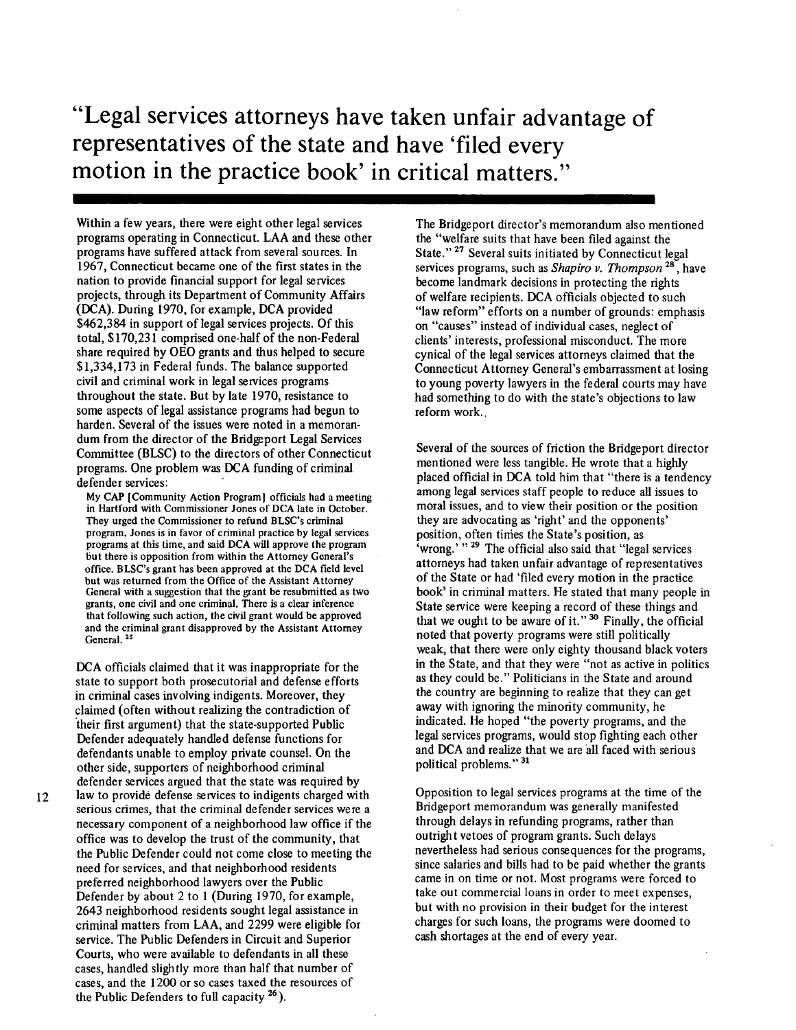# "Legal services attorneys have taken unfair advantage of representatives of the state and have 'filed every motion in the practice book' in critical matters."

Within a few years, there were eight other legal services programs operating in Connecticut. LAA and these other programs have suffered attack from several sources. In 1967, Connecticut became one of the first states in the nation to provide financial support for legal services projects, through its Department of Community Affairs (DCA). During 1970, for example, DCA provided $462,384 in support of legal services projects. Of this total, $170,231 comprised one-half of the non-Federal share required by OEO grants and thus helped to secure $1,334,173 in Federal funds. The balance supported civil and criminal work in legal services programs throughout the state. But by late 1970, resistance to some aspects of legal assistance programs had begun to harden. Several of the issues were noted in a memorandum from the director of the Bridgeport Legal Services Committee (BLSC) to the directors of other Connecticut programs. One problem was DCA funding of criminal defender services:

> My CAP [Community Action Program] officials had a meeting in Hartford with Commissioner Jones of DCA late in October. They urged the Commissioner to refund BLSC's criminal program. Jones is in favor of criminal practice by legal services programs at this time, and said DCA will approve the program but there is opposition from within the Attorney General's office. BLSC's grant has been approved at the DCA field level but was returned from the Office of the Assistant Attorney General with a suggestion that the grant be resubmitted as two grants, one civil and one criminal. There is a clear inference that following such action, the civil grant would be approved and the criminal grant disapproved by the Assistant Attorney General. [25]

DCA officials claimed that it was inappropriate for the state to support both prosecutorial and defense efforts in criminal cases involving indigents. Moreover, they claimed (often without realizing the contradiction of their first argument) that the state-supported Public Defender adequately handled defense functions for defendants unable to employ private counsel. On the other side, supporters of neighborhood criminal defender services argued that the state was required by law to provide defense services to indigents charged with serious crimes, that the criminal defender services were a necessary component of a neighborhood law office if the office was to develop the trust of the community, that the Public Defender could not come close to meeting the need for services, and that neighborhood residents preferred neighborhood lawyers over the Public Defender by about 2 to 1 (During 1970, for example, 2643 neighborhood residents sought legal assistance in criminal matters from LAA, and 2299 were eligible for service. The Public Defenders in Circuit and Superior Courts, who were available to defendants in all these cases, handled slightly more than half that number of cases, and the 1200 or so cases taxed the resources of the Public Defenders to full capacity [26]).

The Bridgeport director's memorandum also mentioned the "welfare suits that have been filed against the State." [27] Several suits initiated by Connecticut legal services programs, such as *Shapiro v. Thompson* [28], have become landmark decisions in protecting the rights of welfare recipients. DCA officials objected to such "law reform" efforts on a number of grounds: emphasis on "causes" instead of individual cases, neglect of clients' interests, professional misconduct. The more cynical of the legal services attorneys claimed that the Connecticut Attorney General's embarrassment at losing to young poverty lawyers in the federal courts may have had something to do with the state's objections to law reform work.

Several of the sources of friction the Bridgeport director mentioned were less tangible. He wrote that a highly placed official in DCA told him that "there is a tendency among legal services staff people to reduce all issues to moral issues, and to view their position or the position they are advocating as 'right' and the opponents' position, often times the State's position, as 'wrong.'" [29] The official also said that "legal services attorneys had taken unfair advantage of representatives of the State or had 'filed every motion in the practice book' in criminal matters. He stated that many people in State service were keeping a record of these things and that we ought to be aware of it." [30] Finally, the official noted that poverty programs were still politically weak, that there were only eighty thousand black voters in the State, and that they were "not as active in politics as they could be." Politicians in the State and around the country are beginning to realize that they can get away with ignoring the minority community, he indicated. He hoped "the poverty programs, and the legal services programs, would stop fighting each other and DCA and realize that we are all faced with serious political problems." [31]

Opposition to legal services programs at the time of the Bridgeport memorandum was generally manifested through delays in refunding programs, rather than outright vetoes of program grants. Such delays nevertheless had serious consequences for the programs, since salaries and bills had to be paid whether the grants came in on time or not. Most programs were forced to take out commercial loans in order to meet expenses, but with no provision in their budget for the interest charges for such loans, the programs were doomed to cash shortages at the end of every year.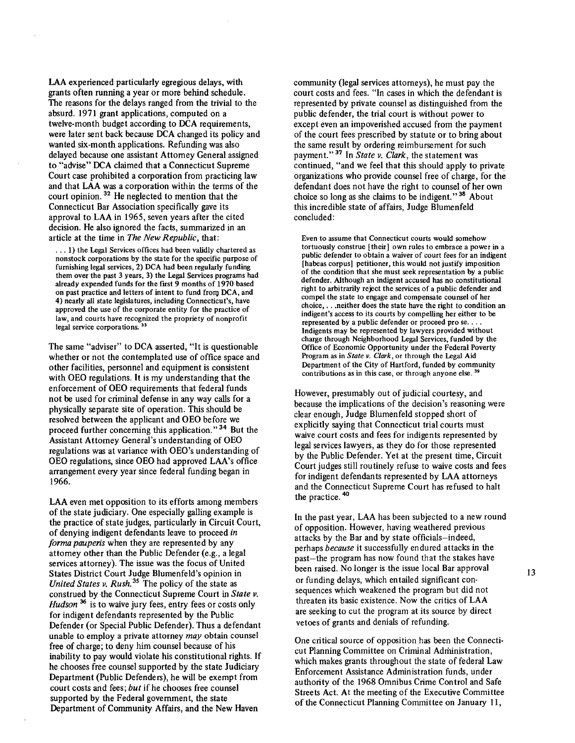LAA experienced particularly egregious delays, with grants often running a year or more behind schedule. The reasons for the delays ranged from the trivial to the absurd. 1971 grant applications, computed on a twelve-month budget according to DCA requirements, were later sent back because DCA changed its policy and wanted six-month applications. Refunding was also delayed because one assistant Attorney General assigned to "advise" DCA claimed that a Connecticut Supreme Court case prohibited a corporation from practicing law and that LAA was a corporation within the terms of the court opinion.[32] He neglected to mention that the Connecticut Bar Association specifically gave its approval to LAA in 1965, seven years after the cited decision. He also ignored the facts, summarized in an article at the time in *The New Republic*, that:

> . . . 1) the Legal Services offices had been validly chartered as nonstock corporations by the state for the specific purpose of furnishing legal services, 2) DCA had been regularly funding them over the past 3 years, 3) the Legal Services programs had already expended funds for the first 9 months of 1970 based on past practice and letters of intent to fund from DCA, and 4) nearly all state legislatures, including Connecticut's, have approved the use of the corporate entity for the practice of law, and courts have recognized the propriety of nonprofit legal service corporations.[33]

The same "adviser" to DCA asserted, "It is questionable whether or not the contemplated use of office space and other facilities, personnel and equipment is consistent with OEO regulations. It is my understanding that the enforcement of OEO requirements that federal funds not be used for criminal defense in any way calls for a physically separate site of operation. This should be resolved between the applicant and OEO before we proceed further concerning this application."[34] But the Assistant Attorney General's understanding of OEO regulations was at variance with OEO's understanding of OEO regulations, since OEO had approved LAA's office arrangement every year since federal funding began in 1966.

LAA even met opposition to its efforts among members of the state judiciary. One especially galling example is the practice of state judges, particularly in Circuit Court, of denying indigent defendants leave to proceed *in forma pauperis* when they are represented by any attorney other than the Public Defender (e.g., a legal services attorney). The issue was the focus of United States District Court Judge Blumenfeld's opinion in *United States v. Rush.*[35] The policy of the state as construed by the Connecticut Supreme Court in *State v. Hudson*[36] is to waive jury fees, entry fees or costs only for indigent defendants represented by the Public Defender (or Special Public Defender). Thus a defendant unable to employ a private attorney *may* obtain counsel free of charge; to deny him counsel because of his inability to pay would violate his constitutional rights. If he chooses free counsel supported by the state Judiciary Department (Public Defenders), he will be exempt from court costs and fees; *but* if he chooses free counsel supported by the Federal government, the state Department of Community Affairs, and the New Haven community (legal services attorneys), he must pay the court costs and fees. "In cases in which the defendant is represented by private counsel as distinguished from the public defender, the trial court is without power to except even an impoverished accused from the payment of the court fees prescribed by statute or to bring about the same result by ordering reimbursement for such payment."[37] In *State v. Clark*, the statement was continued, "and we feel that this should apply to private organizations who provide counsel free of charge, for the defendant does not have the right to counsel of her own choice so long as she claims to be indigent."[38] About this incredible state of affairs, Judge Blumenfeld concluded:

> Even to assume that Connecticut courts would somehow tortuously construe [their] own rules to embrace a power in a public defender to obtain a waiver of court fees for an indigent [habeas corpus] petitioner, this would not justify imposition of the condition that she must seek representation by a public defender. Although an indigent accused has no constitutional right to arbitrarily reject the services of a public defender and compel the state to engage and compensate counsel of her choice, . . .neither does the state have the right to condition an indigent's access to its courts by compelling her either to be represented by a public defender or proceed pro se. . . . Indigents may be represented by lawyers provided without charge through Neighborhood Legal Services, funded by the Office of Economic Opportunity under the Federal Poverty Program as in *State v. Clark*, or through the Legal Aid Department of the City of Hartford, funded by community contributions as in this case, or through anyone else.[39]

However, presumably out of judicial courtesy, and because the implications of the decision's reasoning were clear enough, Judge Blumenfeld stopped short of explicitly saying that Connecticut trial courts must waive court costs and fees for indigents represented by legal services lawyers, as they do for those represented by the Public Defender. Yet at the present time, Circuit Court judges still routinely refuse to waive costs and fees for indigent defendants represented by LAA attorneys and the Connecticut Supreme Court has refused to halt the practice.[40]

In the past year, LAA has been subjected to a new round of opposition. However, having weathered previous attacks by the Bar and by state officials—indeed, perhaps *because* it successfully endured attacks in the past—the program has now found that the stakes have been raised. No longer is the issue local Bar approval or funding delays, which entailed significant consequences which weakened the program but did not threaten its basic existence. Now the critics of LAA are seeking to cut the program at its source by direct vetoes of grants and denials of refunding.

One critical source of opposition has been the Connecticut Planning Committee on Criminal Administration, which makes grants throughout the state of federal Law Enforcement Assistance Administration funds, under authority of the 1968 Omnibus Crime Control and Safe Streets Act. At the meeting of the Executive Committee of the Connecticut Planning Committee on January 11,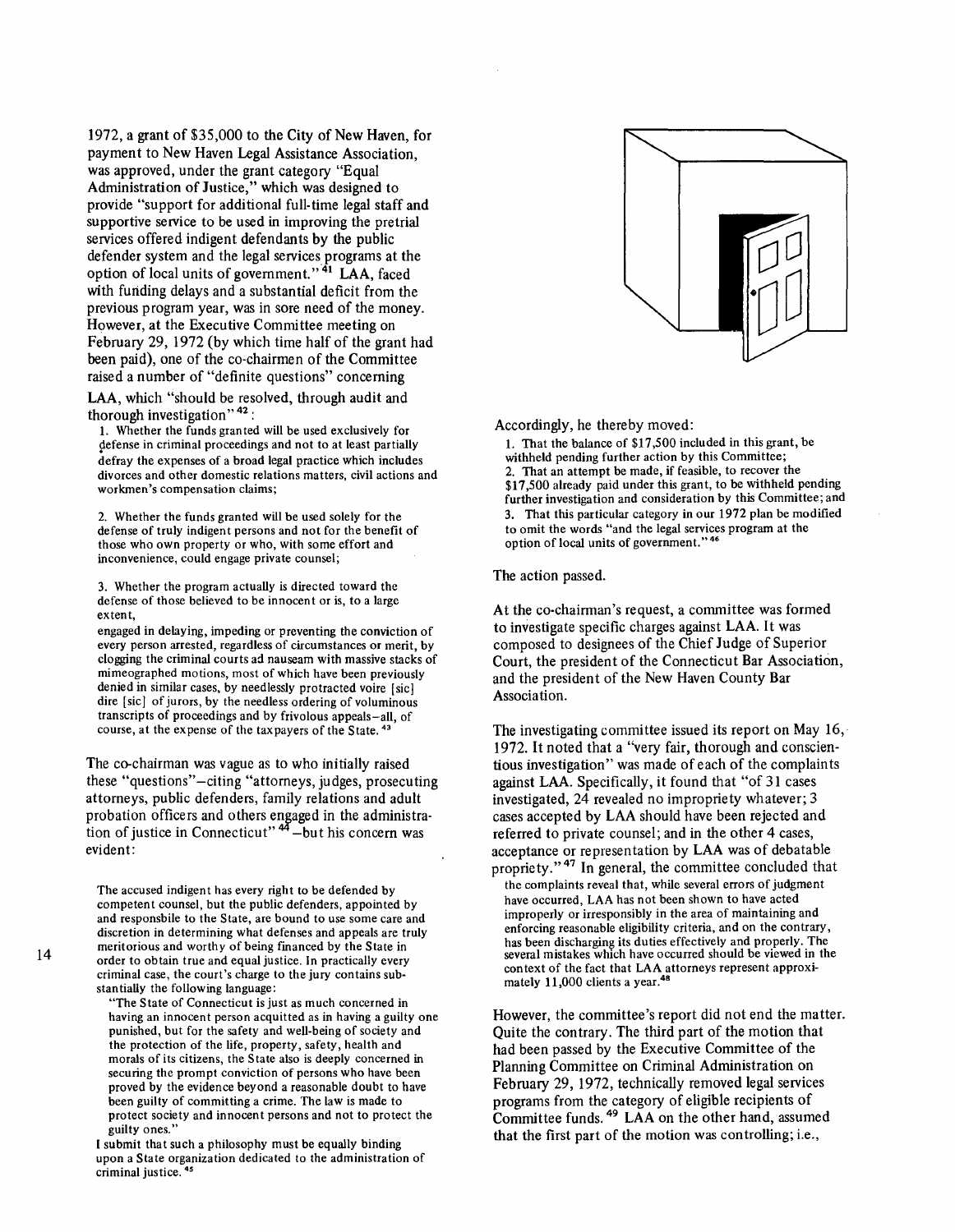1972, a grant of $35,000 to the City of New Haven, for payment to New Haven Legal Assistance Association, was approved, under the grant category "Equal Administration of Justice," which was designed to provide "support for additional full-time legal staff and supportive service to be used in improving the pretrial services offered indigent defendants by the public defender system and the legal services programs at the option of local units of government." [41] LAA, faced with funding delays and a substantial deficit from the previous program year, was in sore need of the money. However, at the Executive Committee meeting on February 29, 1972 (by which time half of the grant had been paid), one of the co-chairmen of the Committee raised a number of "definite questions" concerning LAA, which "should be resolved, through audit and thorough investigation" [42]:

> 1. Whether the funds granted will be used exclusively for defense in criminal proceedings and not to at least partially defray the expenses of a broad legal practice which includes divorces and other domestic relations matters, civil actions and workmen's compensation claims;
>
> 2. Whether the funds granted will be used solely for the defense of truly indigent persons and not for the benefit of those who own property or who, with some effort and inconvenience, could engage private counsel;
>
> 3. Whether the program actually is directed toward the defense of those believed to be innocent or is, to a large extent,
> engaged in delaying, impeding or preventing the conviction of every person arrested, regardless of circumstances or merit, by clogging the criminal courts ad nauseam with massive stacks of mimeographed motions, most of which have been previously denied in similar cases, by needlessly protracted voire [sic] dire [sic] of jurors, by the needless ordering of voluminous transcripts of proceedings and by frivolous appeals—all, of course, at the expense of the taxpayers of the State. [43]

The co-chairman was vague as to who initially raised these "questions"—citing "attorneys, judges, prosecuting attorneys, public defenders, family relations and adult probation officers and others engaged in the administration of justice in Connecticut" [44]—but his concern was evident:

> The accused indigent has every right to be defended by competent counsel, but the public defenders, appointed by and responsbile to the State, are bound to use some care and discretion in determining what defenses and appeals are truly meritorious and worthy of being financed by the State in order to obtain true and equal justice. In practically every criminal case, the court's charge to the jury contains substantially the following language:
>
> "The State of Connecticut is just as much concerned in having an innocent person acquitted as in having a guilty one punished, but for the safety and well-being of society and the protection of the life, property, safety, health and morals of its citizens, the State also is deeply concerned in securing the prompt conviction of persons who have been proved by the evidence beyond a reasonable doubt to have been guilty of committing a crime. The law is made to protect society and innocent persons and not to protect the guilty ones."
>
> I submit that such a philosophy must be equally binding upon a State organization dedicated to the administration of criminal justice. [45]

Accordingly, he thereby moved:

> 1. That the balance of $17,500 included in this grant, be withheld pending further action by this Committee;
> 2. That an attempt be made, if feasible, to recover the $17,500 already paid under this grant, to be withheld pending further investigation and consideration by this Committee; and
> 3. That this particular category in our 1972 plan be modified to omit the words "and the legal services program at the option of local units of government." [46]

The action passed.

At the co-chairman's request, a committee was formed to investigate specific charges against LAA. It was composed to designees of the Chief Judge of Superior Court, the president of the Connecticut Bar Association, and the president of the New Haven County Bar Association.

The investigating committee issued its report on May 16, 1972. It noted that a "very fair, thorough and conscientious investigation" was made of each of the complaints against LAA. Specifically, it found that "of 31 cases investigated, 24 revealed no impropriety whatever; 3 cases accepted by LAA should have been rejected and referred to private counsel; and in the other 4 cases, acceptance or representation by LAA was of debatable propriety." [47] In general, the committee concluded that

> the complaints reveal that, while several errors of judgment have occurred, LAA has not been shown to have acted improperly or irresponsibly in the area of maintaining and enforcing reasonable eligibility criteria, and on the contrary, has been discharging its duties effectively and properly. The several mistakes which have occurred should be viewed in the context of the fact that LAA attorneys represent approximately 11,000 clients a year. [48]

However, the committee's report did not end the matter. Quite the contrary. The third part of the motion that had been passed by the Executive Committee of the Planning Committee on Criminal Administration on February 29, 1972, technically removed legal services programs from the category of eligible recipients of Committee funds. [49] LAA on the other hand, assumed that the first part of the motion was controlling; i.e.,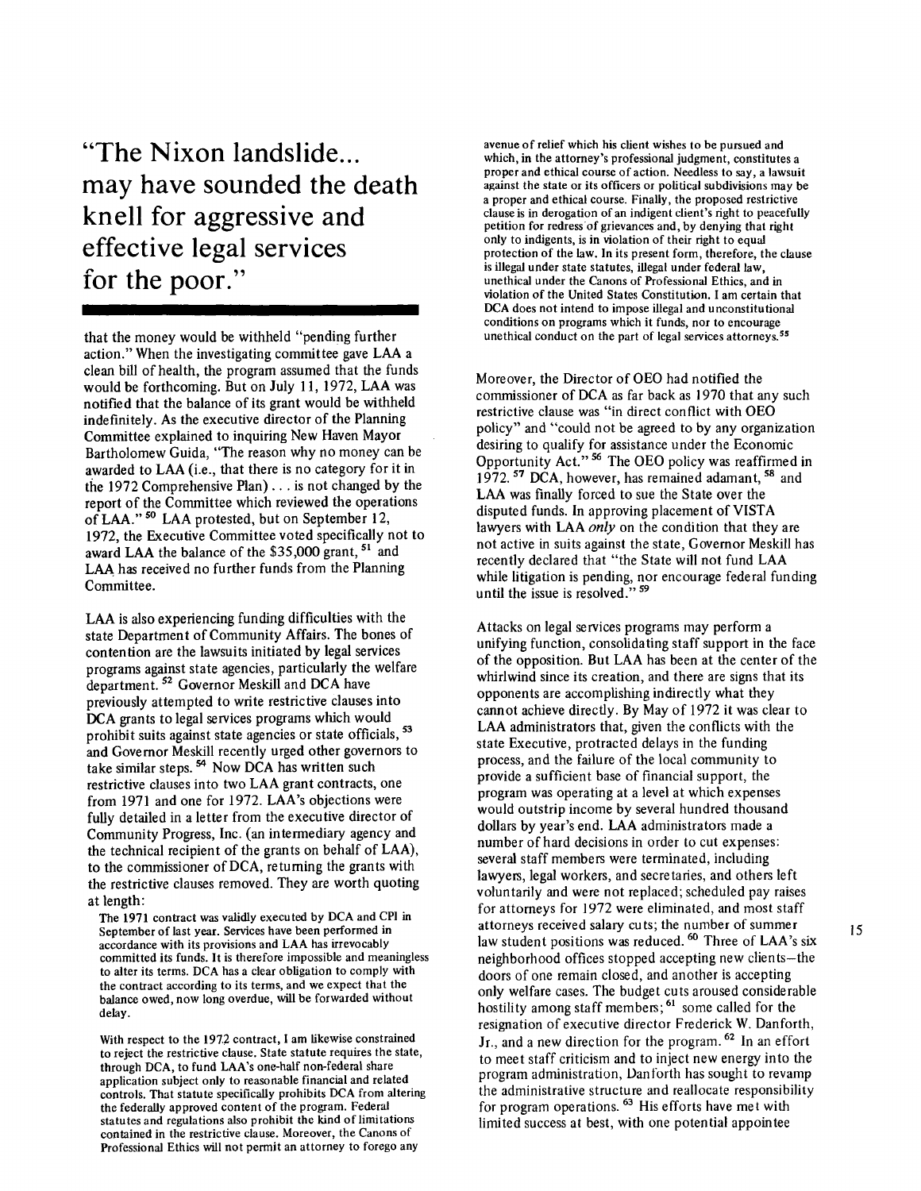> "The Nixon landslide... may have sounded the death knell for aggressive and effective legal services for the poor."

that the money would be withheld "pending further action." When the investigating committee gave LAA a clean bill of health, the program assumed that the funds would be forthcoming. But on July 11, 1972, LAA was notified that the balance of its grant would be withheld indefinitely. As the executive director of the Planning Committee explained to inquiring New Haven Mayor Bartholomew Guida, "The reason why no money can be awarded to LAA (i.e., that there is no category for it in the 1972 Comprehensive Plan) . . . is not changed by the report of the Committee which reviewed the operations of LAA."[50] LAA protested, but on September 12, 1972, the Executive Committee voted specifically not to award LAA the balance of the $35,000 grant,[51] and LAA has received no further funds from the Planning Committee.

LAA is also experiencing funding difficulties with the state Department of Community Affairs. The bones of contention are the lawsuits initiated by legal services programs against state agencies, particularly the welfare department.[52] Governor Meskill and DCA have previously attempted to write restrictive clauses into DCA grants to legal services programs which would prohibit suits against state agencies or state officials,[53] and Governor Meskill recently urged other governors to take similar steps.[54] Now DCA has written such restrictive clauses into two LAA grant contracts, one from 1971 and one for 1972. LAA's objections were fully detailed in a letter from the executive director of Community Progress, Inc. (an intermediary agency and the technical recipient of the grants on behalf of LAA), to the commissioner of DCA, returning the grants with the restrictive clauses removed. They are worth quoting at length:

> The 1971 contract was validly executed by DCA and CPI in September of last year. Services have been performed in accordance with its provisions and LAA has irrevocably committed its funds. It is therefore impossible and meaningless to alter its terms. DCA has a clear obligation to comply with the contract according to its terms, and we expect that the balance owed, now long overdue, will be forwarded without delay.
>
> With respect to the 1972 contract, I am likewise constrained to reject the restrictive clause. State statute requires the state, through DCA, to fund LAA's one-half non-federal share application subject only to reasonable financial and related controls. That statute specifically prohibits DCA from altering the federally approved content of the program. Federal statutes and regulations also prohibit the kind of limitations contained in the restrictive clause. Moreover, the Canons of Professional Ethics will not permit an attorney to forego any avenue of relief which his client wishes to be pursued and which, in the attorney's professional judgment, constitutes a proper and ethical course of action. Needless to say, a lawsuit against the state or its officers or political subdivisions may be a proper and ethical course. Finally, the proposed restrictive clause is in derogation of an indigent client's right to peacefully petition for redress of grievances and, by denying that right only to indigents, is in violation of their right to equal protection of the law. In its present form, therefore, the clause is illegal under state statutes, illegal under federal law, unethical under the Canons of Professional Ethics, and in violation of the United States Constitution. I am certain that DCA does not intend to impose illegal and unconstitutional conditions on programs which it funds, nor to encourage unethical conduct on the part of legal services attorneys.[55]

Moreover, the Director of OEO had notified the commissioner of DCA as far back as 1970 that any such restrictive clause was "in direct conflict with OEO policy" and "could not be agreed to by any organization desiring to qualify for assistance under the Economic Opportunity Act."[56] The OEO policy was reaffirmed in 1972.[57] DCA, however, has remained adamant,[58] and LAA was finally forced to sue the State over the disputed funds. In approving placement of VISTA lawyers with LAA *only* on the condition that they are not active in suits against the state, Governor Meskill has recently declared that "the State will not fund LAA while litigation is pending, nor encourage federal funding until the issue is resolved."[59]

Attacks on legal services programs may perform a unifying function, consolidating staff support in the face of the opposition. But LAA has been at the center of the whirlwind since its creation, and there are signs that its opponents are accomplishing indirectly what they cannot achieve directly. By May of 1972 it was clear to LAA administrators that, given the conflicts with the state Executive, protracted delays in the funding process, and the failure of the local community to provide a sufficient base of financial support, the program was operating at a level at which expenses would outstrip income by several hundred thousand dollars by year's end. LAA administrators made a number of hard decisions in order to cut expenses: several staff members were terminated, including lawyers, legal workers, and secretaries, and others left voluntarily and were not replaced; scheduled pay raises for attorneys for 1972 were eliminated, and most staff attorneys received salary cuts; the number of summer law student positions was reduced.[60] Three of LAA's six neighborhood offices stopped accepting new clients—the doors of one remain closed, and another is accepting only welfare cases. The budget cuts aroused considerable hostility among staff members;[61] some called for the resignation of executive director Frederick W. Danforth, Jr., and a new direction for the program.[62] In an effort to meet staff criticism and to inject new energy into the program administration, Danforth has sought to revamp the administrative structure and reallocate responsibility for program operations.[63] His efforts have met with limited success at best, with one potential appointee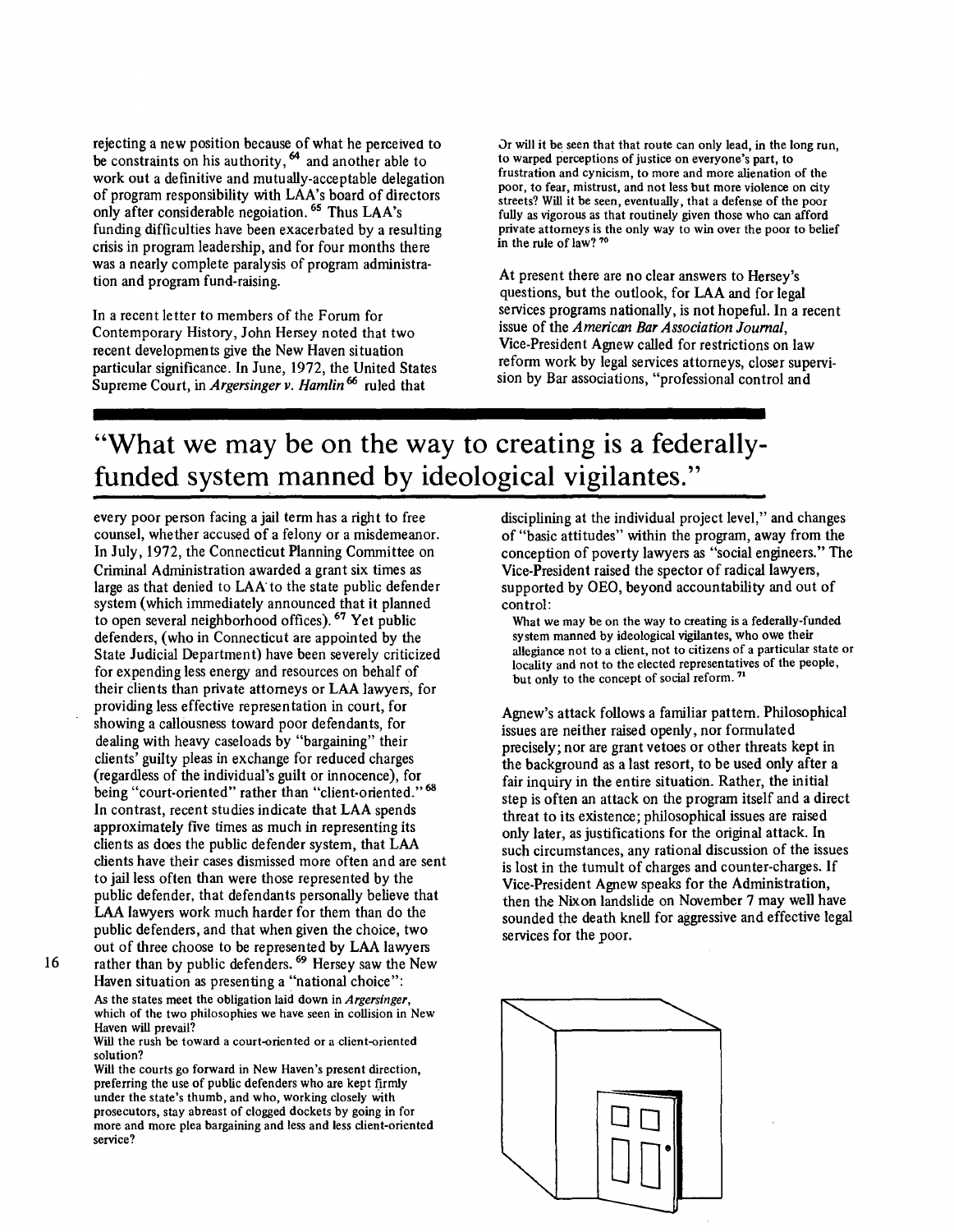rejecting a new position because of what he perceived to be constraints on his authority,[64] and another able to work out a definitive and mutually-acceptable delegation of program responsibility with LAA's board of directors only after considerable negoiation.[65] Thus LAA's funding difficulties have been exacerbated by a resulting crisis in program leadership, and for four months there was a nearly complete paralysis of program administration and program fund-raising.

In a recent letter to members of the Forum for Contemporary History, John Hersey noted that two recent developments give the New Haven situation particular significance. In June, 1972, the United States Supreme Court, in *Argersinger v. Hamlin*[66] ruled that every poor person facing a jail term has a right to free counsel, whether accused of a felony or a misdemeanor. In July, 1972, the Connecticut Planning Committee on Criminal Administration awarded a grant six times as large as that denied to LAA to the state public defender system (which immediately announced that it planned to open several neighborhood offices).[67] Yet public defenders, (who in Connecticut are appointed by the State Judicial Department) have been severely criticized for expending less energy and resources on behalf of their clients than private attorneys or LAA lawyers, for providing less effective representation in court, for showing a callousness toward poor defendants, for dealing with heavy caseloads by "bargaining" their clients' guilty pleas in exchange for reduced charges (regardless of the individual's guilt or innocence), for being "court-oriented" rather than "client-oriented."[68] In contrast, recent studies indicate that LAA spends approximately five times as much in representing its clients as does the public defender system, that LAA clients have their cases dismissed more often and are sent to jail less often than were those represented by the public defender, that defendants personally believe that LAA lawyers work much harder for them than do the public defenders, and that when given the choice, two out of three choose to be represented by LAA lawyers rather than by public defenders.[69] Hersey saw the New Haven situation as presenting a "national choice":

> As the states meet the obligation laid down in *Argersinger*, which of the two philosophies we have seen in collision in New Haven will prevail?
>
> Will the rush be toward a court-oriented or a client-oriented solution?
>
> Will the courts go forward in New Haven's present direction, preferring the use of public defenders who are kept firmly under the state's thumb, and who, working closely with prosecutors, stay abreast of clogged dockets by going in for more and more plea bargaining and less and less client-oriented service?
>
> Or will it be seen that that route can only lead, in the long run, to warped perceptions of justice on everyone's part, to frustration and cynicism, to more and more alienation of the poor, to fear, mistrust, and not less but more violence on city streets? Will it be seen, eventually, that a defense of the poor fully as vigorous as that routinely given those who can afford private attorneys is the only way to win over the poor to belief in the rule of law?[70]

At present there are no clear answers to Hersey's questions, but the outlook, for LAA and for legal services programs nationally, is not hopeful. In a recent issue of the *American Bar Association Journal*, Vice-President Agnew called for restrictions on law reform work by legal services attorneys, closer supervision by Bar associations, "professional control and disciplining at the individual project level," and changes of "basic attitudes" within the program, away from the conception of poverty lawyers as "social engineers." The Vice-President raised the spector of radical lawyers, supported by OEO, beyond accountability and out of control:

## "What we may be on the way to creating is a federally-funded system manned by ideological vigilantes."

> What we may be on the way to creating is a federally-funded system manned by ideological vigilantes, who owe their allegiance not to a client, not to citizens of a particular state or locality and not to the elected representatives of the people, but only to the concept of social reform.[71]

Agnew's attack follows a familiar pattern. Philosophical issues are neither raised openly, nor formulated precisely; nor are grant vetoes or other threats kept in the background as a last resort, to be used only after a fair inquiry in the entire situation. Rather, the initial step is often an attack on the program itself and a direct threat to its existence; philosophical issues are raised only later, as justifications for the original attack. In such circumstances, any rational discussion of the issues is lost in the tumult of charges and counter-charges. If Vice-President Agnew speaks for the Administration, then the Nixon landslide on November 7 may well have sounded the death knell for aggressive and effective legal services for the poor.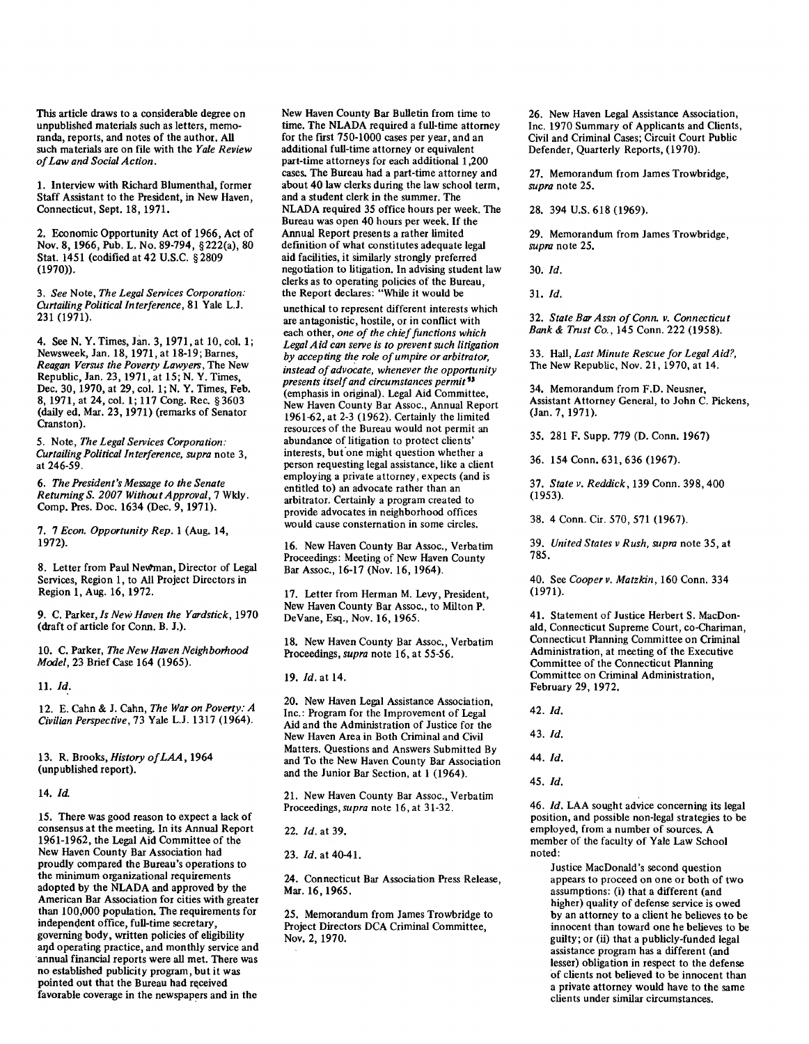This article draws to a considerable degree on unpublished materials such as letters, memoranda, reports, and notes of the author. All such materials are on file with the *Yale Review of Law and Social Action*.

1. Interview with Richard Blumenthal, former Staff Assistant to the President, in New Haven, Connecticut, Sept. 18, 1971.

2. Economic Opportunity Act of 1966, Act of Nov. 8, 1966, Pub. L. No. 89-794, §222(a), 80 Stat. 1451 (codified at 42 U.S.C. §2809 (1970)).

3. *See* Note, *The Legal Services Corporation: Curtailing Political Interference*, 81 Yale L.J. 231 (1971).

4. See N. Y. Times, Jan. 3, 1971, at 10, col. 1; Newsweek, Jan. 18, 1971, at 18-19; Barnes, *Reagan Versus the Poverty Lawyers*, The New Republic, Jan. 23, 1971, at 15; N. Y. Times, Dec. 30, 1970, at 29, col. 1; N. Y. Times, Feb. 8, 1971, at 24, col. 1; 117 Cong. Rec. §3603 (daily ed. Mar. 23, 1971) (remarks of Senator Cranston).

5. Note, *The Legal Services Corporation: Curtailing Political Interference, supra* note 3, at 246-59.

6. *The President's Message to the Senate Returning S. 2007 Without Approval*, 7 Wkly. Comp. Pres. Doc. 1634 (Dec. 9, 1971).

7. 7 *Econ. Opportunity Rep.* 1 (Aug. 14, 1972).

8. Letter from Paul Newman, Director of Legal Services, Region 1, to All Project Directors in Region 1, Aug. 16, 1972.

9. C. Parker, *Is New Haven the Yardstick*, 1970 (draft of article for Conn. B. J.).

10. C. Parker, *The New Haven Neighborhood Model*, 23 Brief Case 164 (1965).

11. *Id.*

12. E. Cahn & J. Cahn, *The War on Poverty: A Civilian Perspective*, 73 Yale L.J. 1317 (1964).

13. R. Brooks, *History of LAA*, 1964 (unpublished report).

14. *Id.*

15. There was good reason to expect a lack of consensus at the meeting. In its Annual Report 1961-1962, the Legal Aid Committee of the New Haven County Bar Association had proudly compared the Bureau's operations to the minimum organizational requirements adopted by the NLADA and approved by the American Bar Association for cities with greater than 100,000 population. The requirements for independent office, full-time secretary, governing body, written policies of eligibility and operating practice, and monthly service and annual financial reports were all met. There was no established publicity program, but it was pointed out that the Bureau had received favorable coverage in the newspapers and in the New Haven County Bar Bulletin from time to time. The NLADA required a full-time attorney for the first 750-1000 cases per year, and an additional full-time attorney or equivalent part-time attorneys for each additional 1,200 cases. The Bureau had a part-time attorney and about 40 law clerks during the law school term, and a student clerk in the summer. The NLADA required 35 office hours per week. The Bureau was open 40 hours per week. If the Annual Report presents a rather limited definition of what constitutes adequate legal aid facilities, it similarly strongly preferred negotiation to litigation. In advising student law clerks as to operating policies of the Bureau, the Report declares: "While it would be unethical to represent different interests which are antagonistic, hostile, or in conflict with each other, *one of the chief functions which Legal Aid can serve is to prevent such litigation by accepting the role of umpire or arbitrator, instead of advocate, whenever the opportunity presents itself and circumstances permit*" (emphasis in original). Legal Aid Committee, New Haven County Bar Assoc., Annual Report 1961-62, at 2-3 (1962). Certainly the limited resources of the Bureau would not permit an abundance of litigation to protect clients' interests, but one might question whether a person requesting legal assistance, like a client employing a private attorney, expects (and is entitled to) an advocate rather than an arbitrator. Certainly a program created to provide advocates in neighborhood offices would cause consternation in some circles.

16. New Haven County Bar Assoc., Verbatim Proceedings: Meeting of New Haven County Bar Assoc., 16-17 (Nov. 16, 1964).

17. Letter from Herman M. Levy, President, New Haven County Bar Assoc., to Milton P. DeVane, Esq., Nov. 16, 1965.

18. New Haven County Bar Assoc., Verbatim Proceedings, *supra* note 16, at 55-56.

19. *Id.* at 14.

20. New Haven Legal Assistance Association, Inc.: Program for the Improvement of Legal Aid and the Administration of Justice for the New Haven Area in Both Criminal and Civil Matters. Questions and Answers Submitted By and To the New Haven County Bar Association and the Junior Bar Section, at 1 (1964).

21. New Haven County Bar Assoc., Verbatim Proceedings, *supra* note 16, at 31-32.

22. *Id.* at 39.

23. *Id.* at 40-41.

24. Connecticut Bar Association Press Release, Mar. 16, 1965.

25. Memorandum from James Trowbridge to Project Directors DCA Criminal Committee, Nov. 2, 1970.

26. New Haven Legal Assistance Association, Inc. 1970 Summary of Applicants and Clients, Civil and Criminal Cases; Circuit Court Public Defender, Quarterly Reports, (1970).

27. Memorandum from James Trowbridge, *supra* note 25.

28. 394 U.S. 618 (1969).

29. Memorandum from James Trowbridge, *supra* note 25.

30. *Id.*

31. *Id.*

32. *State Bar Assn of Conn. v. Connecticut Bank & Trust Co.*, 145 Conn. 222 (1958).

33. Hall, *Last Minute Rescue for Legal Aid?*, The New Republic, Nov. 21, 1970, at 14.

34. Memorandum from F.D. Neusner, Assistant Attorney General, to John C. Pickens, (Jan. 7, 1971).

35. 281 F. Supp. 779 (D. Conn. 1967)

36. 154 Conn. 631, 636 (1967).

37. *State v. Reddick*, 139 Conn. 398, 400 (1953).

38. 4 Conn. Cir. 570, 571 (1967).

39. *United States v Rush, supra* note 35, at 785.

40. See *Cooper v. Matzkin*, 160 Conn. 334 (1971).

41. Statement of Justice Herbert S. MacDonald, Connecticut Supreme Court, co-Chariman, Connecticut Planning Committee on Criminal Administration, at meeting of the Executive Committee of the Connecticut Planning Committee on Criminal Administration, February 29, 1972.

42. *Id.*

43. *Id.*

44. *Id.*

45. *Id.*

46. *Id.* LAA sought advice concerning its legal position, and possible non-legal strategies to be employed, from a number of sources. A member of the faculty of Yale Law School noted:

> Justice MacDonald's second question appears to proceed on one or both of two assumptions: (i) that a different (and higher) quality of defense service is owed by an attorney to a client he believes to be innocent than toward one he believes to be guilty; or (ii) that a publicly-funded legal assistance program has a different (and lesser) obligation in respect to the defense of clients not believed to be innocent than a private attorney would have to the same clients under similar circumstances.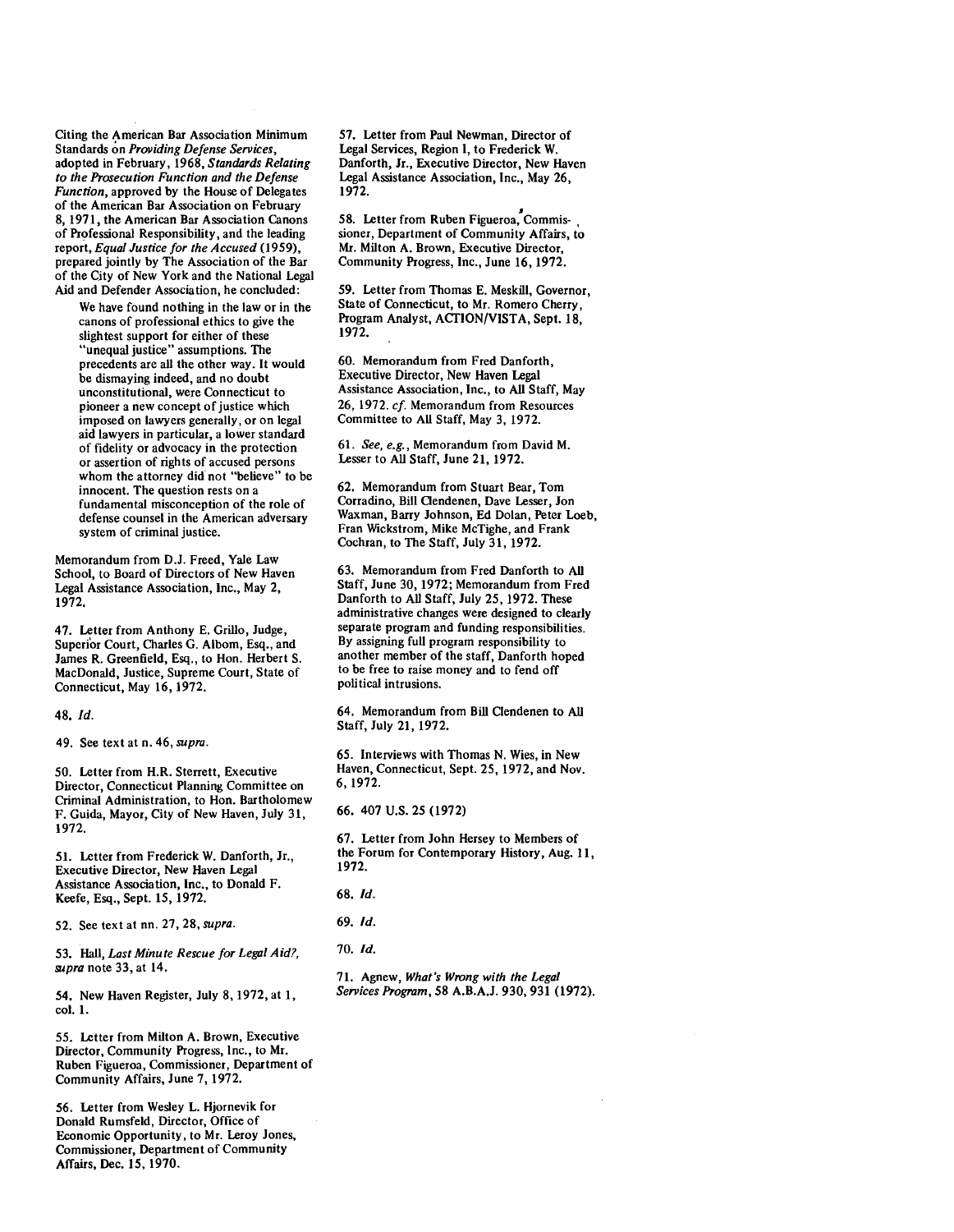Citing the American Bar Association Minimum Standards on *Providing Defense Services*, adopted in February, 1968, *Standards Relating to the Prosecution Function and the Defense Function*, approved by the House of Delegates of the American Bar Association on February 8, 1971, the American Bar Association Canons of Professional Responsibility, and the leading report, *Equal Justice for the Accused* (1959), prepared jointly by The Association of the Bar of the City of New York and the National Legal Aid and Defender Association, he concluded:

> We have found nothing in the law or in the canons of professional ethics to give the slightest support for either of these "unequal justice" assumptions. The precedents are all the other way. It would be dismaying indeed, and no doubt unconstitutional, were Connecticut to pioneer a new concept of justice which imposed on lawyers generally, or on legal aid lawyers in particular, a lower standard of fidelity or advocacy in the protection or assertion of rights of accused persons whom the attorney did not "believe" to be innocent. The question rests on a fundamental misconception of the role of defense counsel in the American adversary system of criminal justice.

Memorandum from D.J. Freed, Yale Law School, to Board of Directors of New Haven Legal Assistance Association, Inc., May 2, 1972.

47. Letter from Anthony E. Grillo, Judge, Superior Court, Charles G. Albom, Esq., and James R. Greenfield, Esq., to Hon. Herbert S. MacDonald, Justice, Supreme Court, State of Connecticut, May 16, 1972.

48. *Id.*

49. See text at n. 46, *supra*.

50. Letter from H.R. Sterrett, Executive Director, Connecticut Planning Committee on Criminal Administration, to Hon. Bartholomew F. Guida, Mayor, City of New Haven, July 31, 1972.

51. Letter from Frederick W. Danforth, Jr., Executive Director, New Haven Legal Assistance Association, Inc., to Donald F. Keefe, Esq., Sept. 15, 1972.

52. See text at nn. 27, 28, *supra*.

53. Hall, *Last Minute Rescue for Legal Aid?*, *supra* note 33, at 14.

54. New Haven Register, July 8, 1972, at 1, col. 1.

55. Letter from Milton A. Brown, Executive Director, Community Progress, Inc., to Mr. Ruben Figueroa, Commissioner, Department of Community Affairs, June 7, 1972.

56. Letter from Wesley L. Hjornevik for Donald Rumsfeld, Director, Office of Economic Opportunity, to Mr. Leroy Jones, Commissioner, Department of Community Affairs, Dec. 15, 1970.

57. Letter from Paul Newman, Director of Legal Services, Region I, to Frederick W. Danforth, Jr., Executive Director, New Haven Legal Assistance Association, Inc., May 26, 1972.

58. Letter from Ruben Figueroa, Commissioner, Department of Community Affairs, to Mr. Milton A. Brown, Executive Director, Community Progress, Inc., June 16, 1972.

59. Letter from Thomas E. Meskill, Governor, State of Connecticut, to Mr. Romero Cherry, Program Analyst, ACTION/VISTA, Sept. 18, 1972.

60. Memorandum from Fred Danforth, Executive Director, New Haven Legal Assistance Association, Inc., to All Staff, May 26, 1972. *cf.* Memorandum from Resources Committee to All Staff, May 3, 1972.

61. *See, e.g.*, Memorandum from David M. Lesser to All Staff, June 21, 1972.

62. Memorandum from Stuart Bear, Tom Corradino, Bill Clendenen, Dave Lesser, Jon Waxman, Barry Johnson, Ed Dolan, Peter Loeb, Fran Wickstrom, Mike McTighe, and Frank Cochran, to The Staff, July 31, 1972.

63. Memorandum from Fred Danforth to All Staff, June 30, 1972; Memorandum from Fred Danforth to All Staff, July 25, 1972. These administrative changes were designed to clearly separate program and funding responsibilities. By assigning full program responsibility to another member of the staff, Danforth hoped to be free to raise money and to fend off political intrusions.

64. Memorandum from Bill Clendenen to All Staff, July 21, 1972.

65. Interviews with Thomas N. Wies, in New Haven, Connecticut, Sept. 25, 1972, and Nov. 6, 1972.

66. 407 U.S. 25 (1972)

67. Letter from John Hersey to Members of the Forum for Contemporary History, Aug. 11, 1972.

68. *Id.*

69. *Id.*

70. *Id.*

71. Agnew, *What's Wrong with the Legal Services Program*, 58 A.B.A.J. 930, 931 (1972).